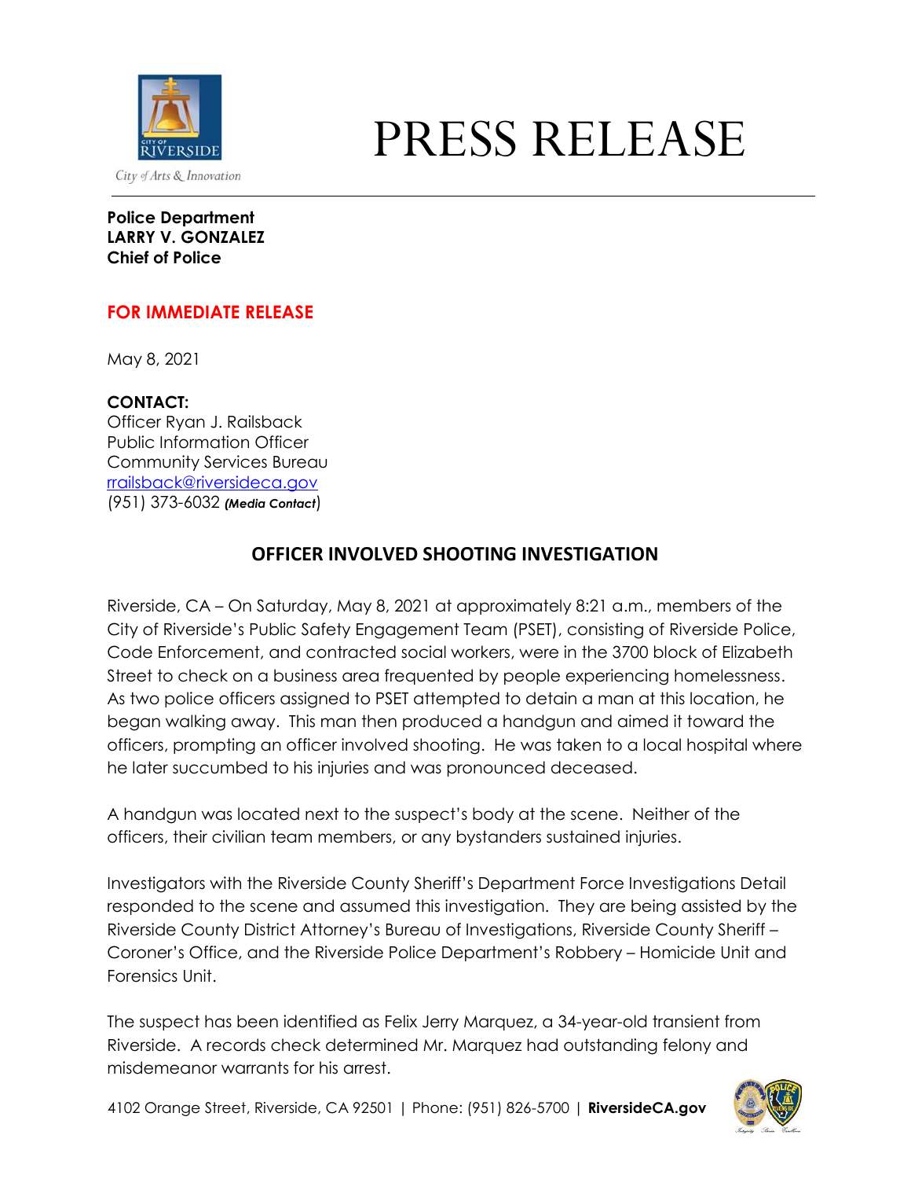City of Arts & Innovation

# PRESS RELEASE

**Police Department**
**LARRY V. GONZALEZ**
**Chief of Police**

**FOR IMMEDIATE RELEASE**

May 8, 2021

**CONTACT:**
Officer Ryan J. Railsback
Public Information Officer
Community Services Bureau
rrailsback@riversideca.gov
(951) 373-6032 ***(Media Contact)***

## OFFICER INVOLVED SHOOTING INVESTIGATION

Riverside, CA – On Saturday, May 8, 2021 at approximately 8:21 a.m., members of the City of Riverside's Public Safety Engagement Team (PSET), consisting of Riverside Police, Code Enforcement, and contracted social workers, were in the 3700 block of Elizabeth Street to check on a business area frequented by people experiencing homelessness. As two police officers assigned to PSET attempted to detain a man at this location, he began walking away. This man then produced a handgun and aimed it toward the officers, prompting an officer involved shooting. He was taken to a local hospital where he later succumbed to his injuries and was pronounced deceased.

A handgun was located next to the suspect's body at the scene. Neither of the officers, their civilian team members, or any bystanders sustained injuries.

Investigators with the Riverside County Sheriff's Department Force Investigations Detail responded to the scene and assumed this investigation. They are being assisted by the Riverside County District Attorney's Bureau of Investigations, Riverside County Sheriff – Coroner's Office, and the Riverside Police Department's Robbery – Homicide Unit and Forensics Unit.

The suspect has been identified as Felix Jerry Marquez, a 34-year-old transient from Riverside. A records check determined Mr. Marquez had outstanding felony and misdemeanor warrants for his arrest.

4102 Orange Street, Riverside, CA 92501 | Phone: (951) 826-5700 | **RiversideCA.gov**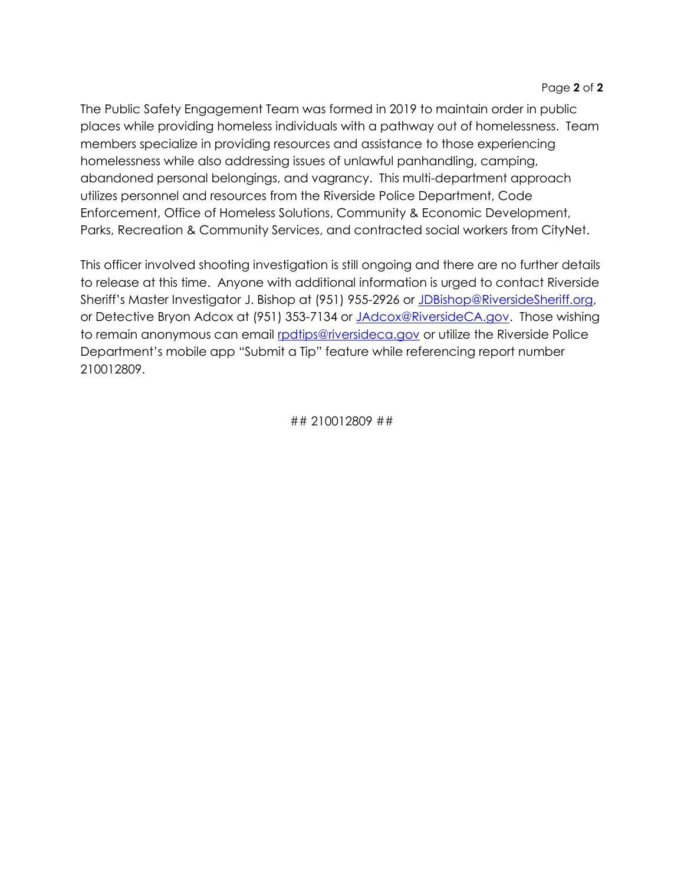The Public Safety Engagement Team was formed in 2019 to maintain order in public places while providing homeless individuals with a pathway out of homelessness. Team members specialize in providing resources and assistance to those experiencing homelessness while also addressing issues of unlawful panhandling, camping, abandoned personal belongings, and vagrancy. This multi-department approach utilizes personnel and resources from the Riverside Police Department, Code Enforcement, Office of Homeless Solutions, Community & Economic Development, Parks, Recreation & Community Services, and contracted social workers from CityNet.

This officer involved shooting investigation is still ongoing and there are no further details to release at this time. Anyone with additional information is urged to contact Riverside Sheriff's Master Investigator J. Bishop at (951) 955-2926 or JDBishop@RiversideSheriff.org, or Detective Bryon Adcox at (951) 353-7134 or JAdcox@RiversideCA.gov. Those wishing to remain anonymous can email rpdtips@riversideca.gov or utilize the Riverside Police Department's mobile app "Submit a Tip" feature while referencing report number 210012809.

## 210012809 ##